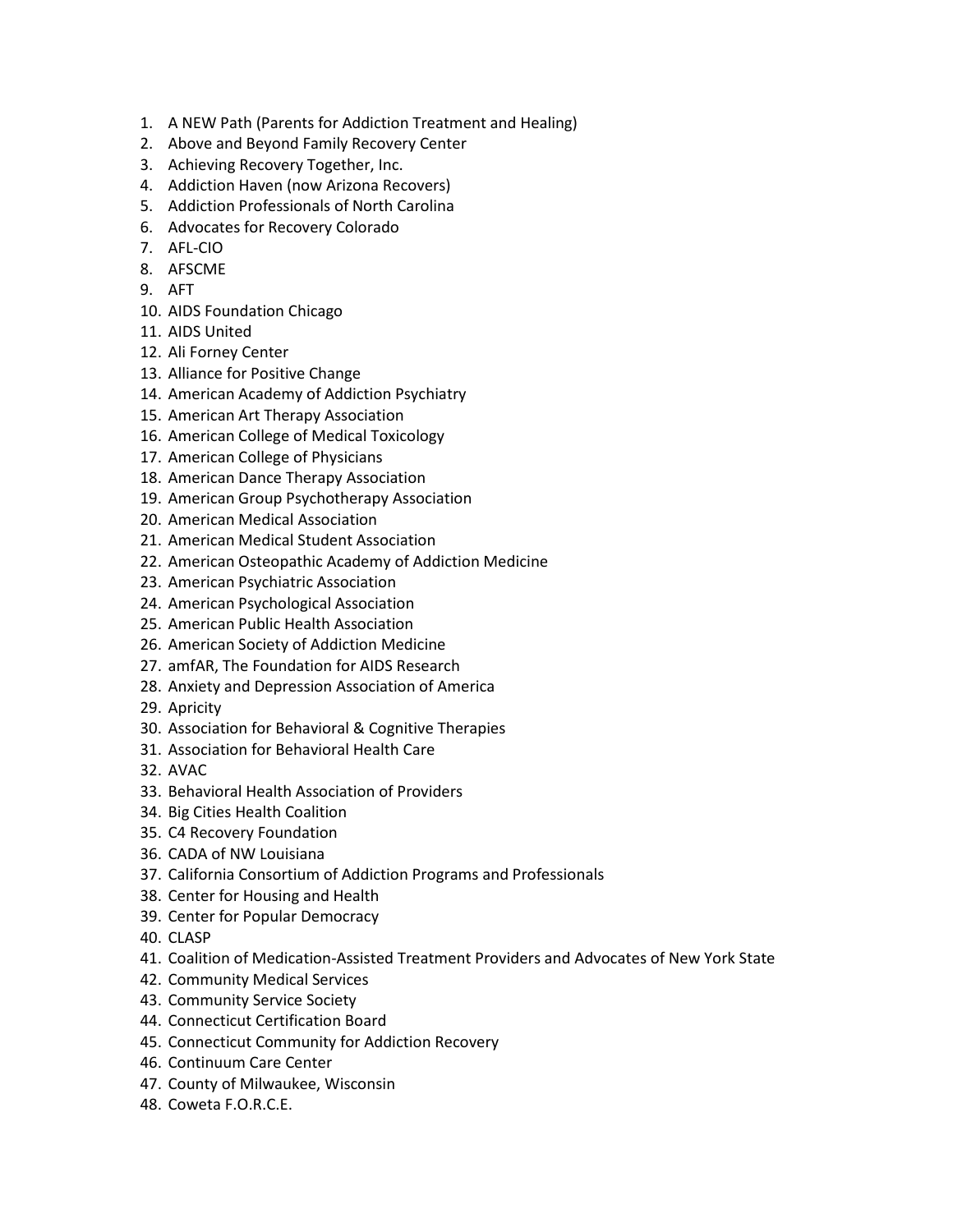1. A NEW Path (Parents for Addiction Treatment and Healing)
2. Above and Beyond Family Recovery Center
3. Achieving Recovery Together, Inc.
4. Addiction Haven (now Arizona Recovers)
5. Addiction Professionals of North Carolina
6. Advocates for Recovery Colorado
7. AFL-CIO
8. AFSCME
9. AFT
10. AIDS Foundation Chicago
11. AIDS United
12. Ali Forney Center
13. Alliance for Positive Change
14. American Academy of Addiction Psychiatry
15. American Art Therapy Association
16. American College of Medical Toxicology
17. American College of Physicians
18. American Dance Therapy Association
19. American Group Psychotherapy Association
20. American Medical Association
21. American Medical Student Association
22. American Osteopathic Academy of Addiction Medicine
23. American Psychiatric Association
24. American Psychological Association
25. American Public Health Association
26. American Society of Addiction Medicine
27. amfAR, The Foundation for AIDS Research
28. Anxiety and Depression Association of America
29. Apricity
30. Association for Behavioral & Cognitive Therapies
31. Association for Behavioral Health Care
32. AVAC
33. Behavioral Health Association of Providers
34. Big Cities Health Coalition
35. C4 Recovery Foundation
36. CADA of NW Louisiana
37. California Consortium of Addiction Programs and Professionals
38. Center for Housing and Health
39. Center for Popular Democracy
40. CLASP
41. Coalition of Medication-Assisted Treatment Providers and Advocates of New York State
42. Community Medical Services
43. Community Service Society
44. Connecticut Certification Board
45. Connecticut Community for Addiction Recovery
46. Continuum Care Center
47. County of Milwaukee, Wisconsin
48. Coweta F.O.R.C.E.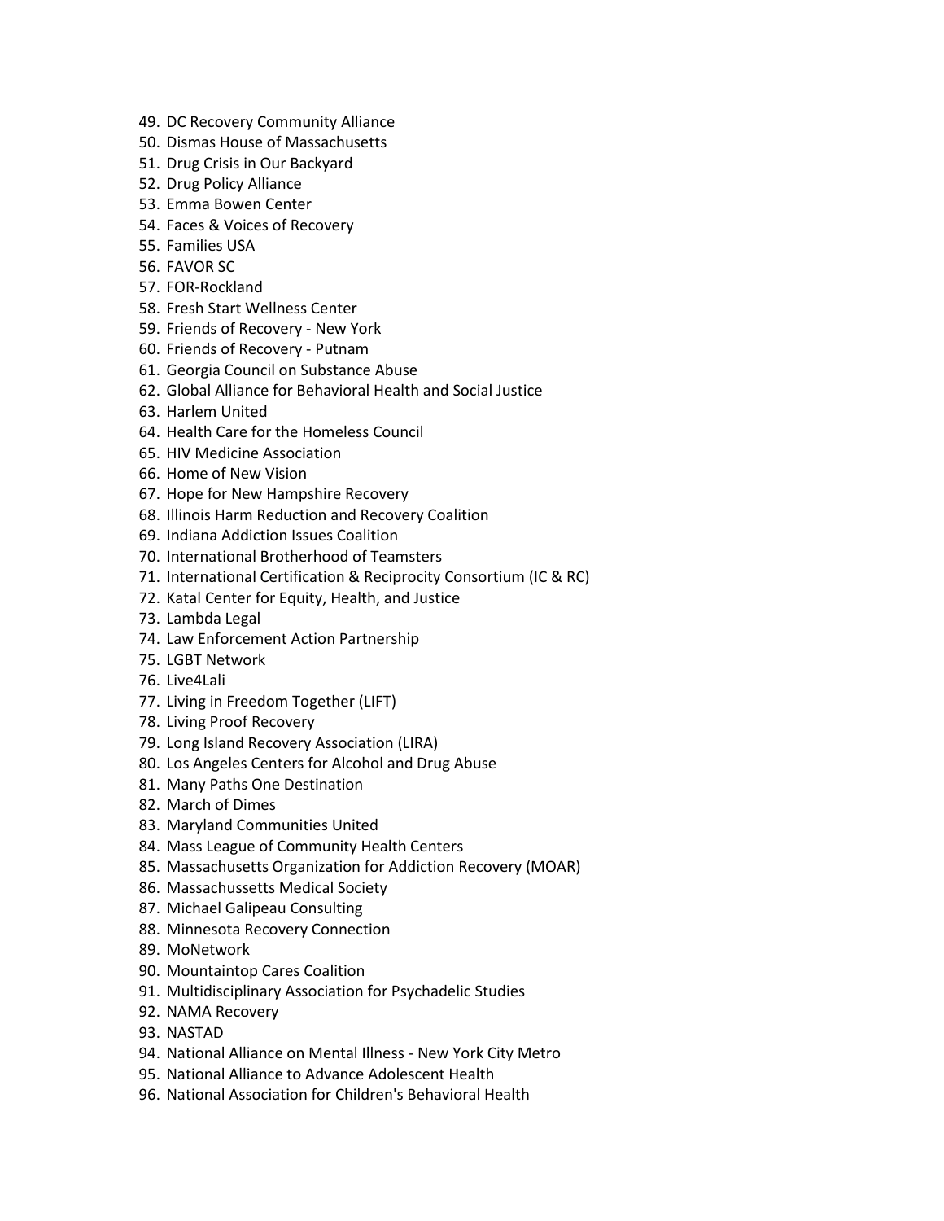49. DC Recovery Community Alliance
50. Dismas House of Massachusetts
51. Drug Crisis in Our Backyard
52. Drug Policy Alliance
53. Emma Bowen Center
54. Faces & Voices of Recovery
55. Families USA
56. FAVOR SC
57. FOR-Rockland
58. Fresh Start Wellness Center
59. Friends of Recovery - New York
60. Friends of Recovery - Putnam
61. Georgia Council on Substance Abuse
62. Global Alliance for Behavioral Health and Social Justice
63. Harlem United
64. Health Care for the Homeless Council
65. HIV Medicine Association
66. Home of New Vision
67. Hope for New Hampshire Recovery
68. Illinois Harm Reduction and Recovery Coalition
69. Indiana Addiction Issues Coalition
70. International Brotherhood of Teamsters
71. International Certification & Reciprocity Consortium (IC & RC)
72. Katal Center for Equity, Health, and Justice
73. Lambda Legal
74. Law Enforcement Action Partnership
75. LGBT Network
76. Live4Lali
77. Living in Freedom Together (LIFT)
78. Living Proof Recovery
79. Long Island Recovery Association (LIRA)
80. Los Angeles Centers for Alcohol and Drug Abuse
81. Many Paths One Destination
82. March of Dimes
83. Maryland Communities United
84. Mass League of Community Health Centers
85. Massachusetts Organization for Addiction Recovery (MOAR)
86. Massachussetts Medical Society
87. Michael Galipeau Consulting
88. Minnesota Recovery Connection
89. MoNetwork
90. Mountaintop Cares Coalition
91. Multidisciplinary Association for Psychadelic Studies
92. NAMA Recovery
93. NASTAD
94. National Alliance on Mental Illness - New York City Metro
95. National Alliance to Advance Adolescent Health
96. National Association for Children's Behavioral Health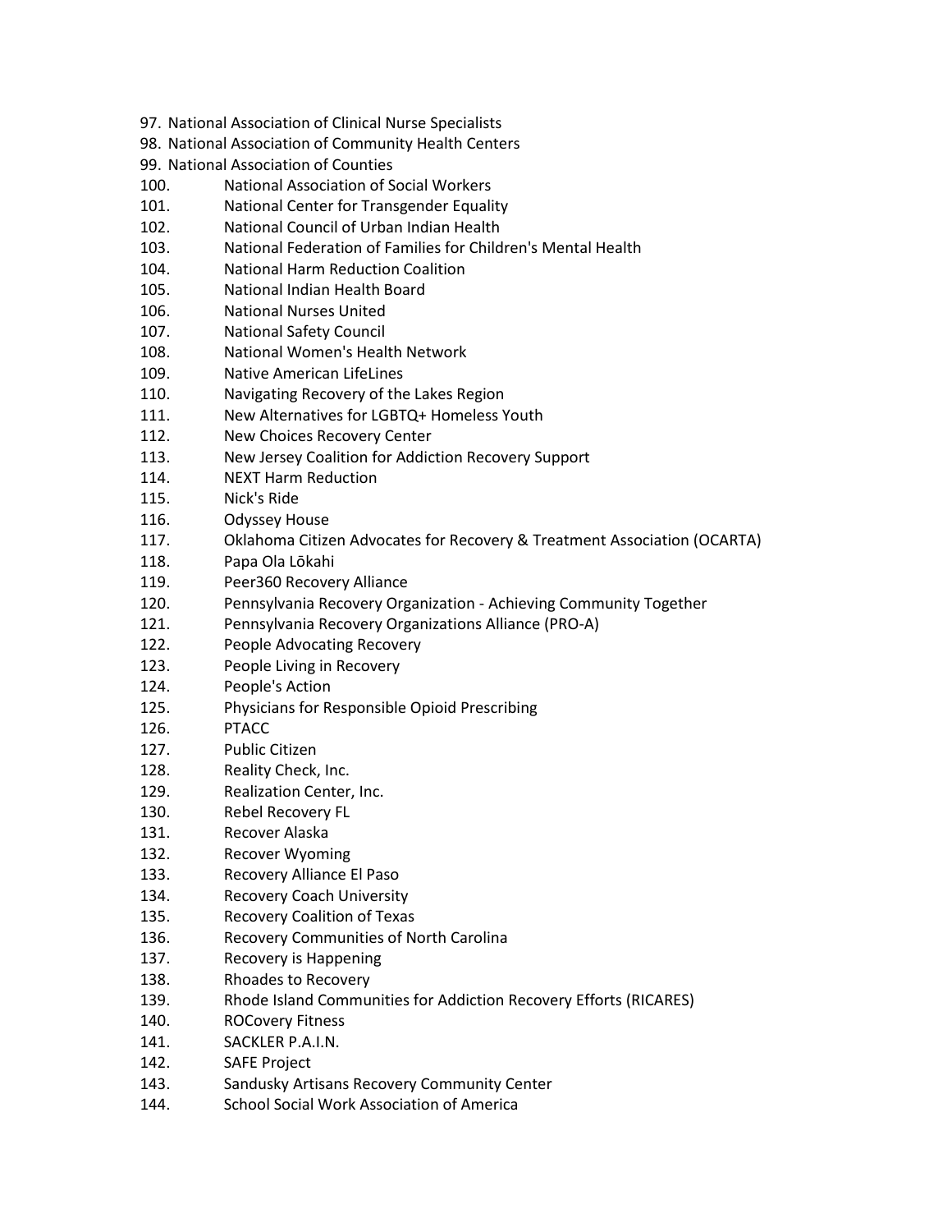97. National Association of Clinical Nurse Specialists
98. National Association of Community Health Centers
99. National Association of Counties
100. National Association of Social Workers
101. National Center for Transgender Equality
102. National Council of Urban Indian Health
103. National Federation of Families for Children's Mental Health
104. National Harm Reduction Coalition
105. National Indian Health Board
106. National Nurses United
107. National Safety Council
108. National Women's Health Network
109. Native American LifeLines
110. Navigating Recovery of the Lakes Region
111. New Alternatives for LGBTQ+ Homeless Youth
112. New Choices Recovery Center
113. New Jersey Coalition for Addiction Recovery Support
114. NEXT Harm Reduction
115. Nick's Ride
116. Odyssey House
117. Oklahoma Citizen Advocates for Recovery & Treatment Association (OCARTA)
118. Papa Ola Lōkahi
119. Peer360 Recovery Alliance
120. Pennsylvania Recovery Organization - Achieving Community Together
121. Pennsylvania Recovery Organizations Alliance (PRO-A)
122. People Advocating Recovery
123. People Living in Recovery
124. People's Action
125. Physicians for Responsible Opioid Prescribing
126. PTACC
127. Public Citizen
128. Reality Check, Inc.
129. Realization Center, Inc.
130. Rebel Recovery FL
131. Recover Alaska
132. Recover Wyoming
133. Recovery Alliance El Paso
134. Recovery Coach University
135. Recovery Coalition of Texas
136. Recovery Communities of North Carolina
137. Recovery is Happening
138. Rhoades to Recovery
139. Rhode Island Communities for Addiction Recovery Efforts (RICARES)
140. ROCovery Fitness
141. SACKLER P.A.I.N.
142. SAFE Project
143. Sandusky Artisans Recovery Community Center
144. School Social Work Association of America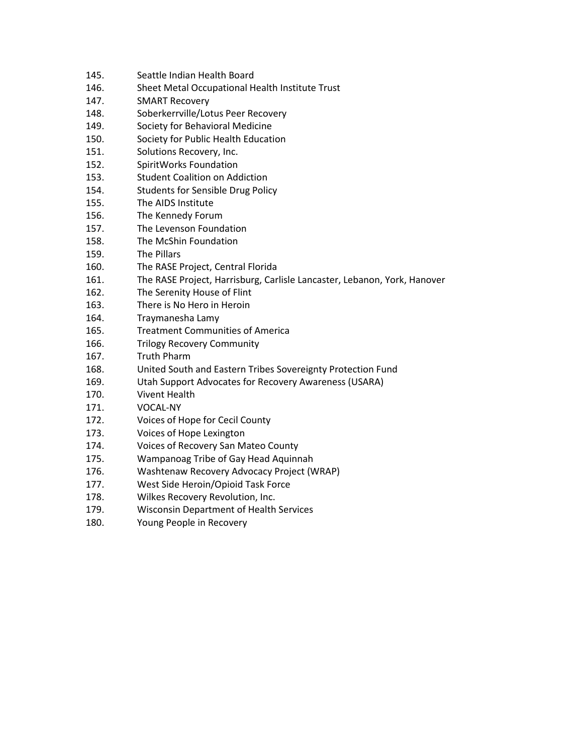145. Seattle Indian Health Board
146. Sheet Metal Occupational Health Institute Trust
147. SMART Recovery
148. Soberkerrville/Lotus Peer Recovery
149. Society for Behavioral Medicine
150. Society for Public Health Education
151. Solutions Recovery, Inc.
152. SpiritWorks Foundation
153. Student Coalition on Addiction
154. Students for Sensible Drug Policy
155. The AIDS Institute
156. The Kennedy Forum
157. The Levenson Foundation
158. The McShin Foundation
159. The Pillars
160. The RASE Project, Central Florida
161. The RASE Project, Harrisburg, Carlisle Lancaster, Lebanon, York, Hanover
162. The Serenity House of Flint
163. There is No Hero in Heroin
164. Traymanesha Lamy
165. Treatment Communities of America
166. Trilogy Recovery Community
167. Truth Pharm
168. United South and Eastern Tribes Sovereignty Protection Fund
169. Utah Support Advocates for Recovery Awareness (USARA)
170. Vivent Health
171. VOCAL-NY
172. Voices of Hope for Cecil County
173. Voices of Hope Lexington
174. Voices of Recovery San Mateo County
175. Wampanoag Tribe of Gay Head Aquinnah
176. Washtenaw Recovery Advocacy Project (WRAP)
177. West Side Heroin/Opioid Task Force
178. Wilkes Recovery Revolution, Inc.
179. Wisconsin Department of Health Services
180. Young People in Recovery